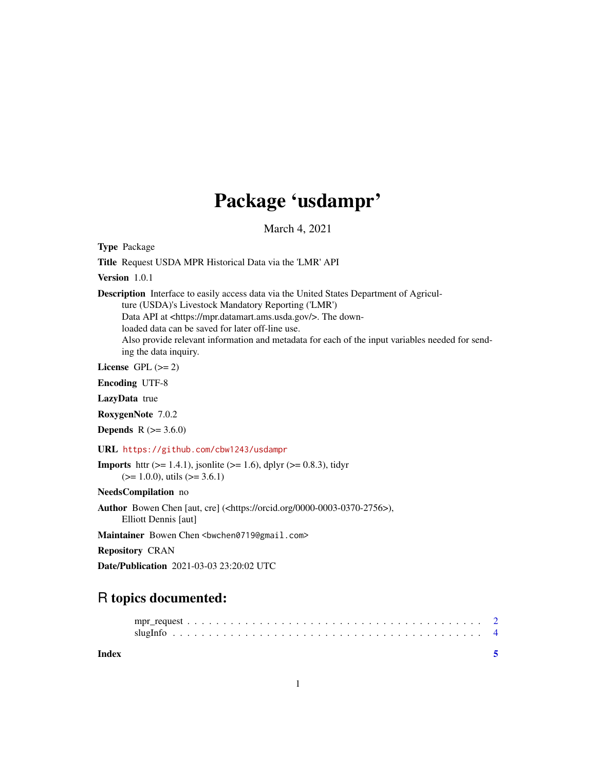# Package 'usdampr'

March 4, 2021

**Type** Package

**Title** Request USDA MPR Historical Data via the 'LMR' API

**Version** 1.0.1

**Description** Interface to easily access data via the United States Department of Agriculture (USDA)'s Livestock Mandatory Reporting ('LMR') Data API at <https://mpr.datamart.ams.usda.gov/>. The downloaded data can be saved for later off-line use. Also provide relevant information and metadata for each of the input variables needed for sending the data inquiry.

**License** GPL (>= 2)

**Encoding** UTF-8

**LazyData** true

**RoxygenNote** 7.0.2

**Depends** R (>= 3.6.0)

**URL** https://github.com/cbw1243/usdampr

**Imports** httr (>= 1.4.1), jsonlite (>= 1.6), dplyr (>= 0.8.3), tidyr (>= 1.0.0), utils (>= 3.6.1)

**NeedsCompilation** no

**Author** Bowen Chen [aut, cre] (<https://orcid.org/0000-0003-0370-2756>), Elliott Dennis [aut]

**Maintainer** Bowen Chen <bwchen0719@gmail.com>

**Repository** CRAN

**Date/Publication** 2021-03-03 23:20:02 UTC

## R topics documented:

- mpr_request . . . . . . . . . . . . . . . . . . . . . . . . . . . . . . . . . . . . . . . . 2
- slugInfo . . . . . . . . . . . . . . . . . . . . . . . . . . . . . . . . . . . . . . . . . . 4

**Index** 5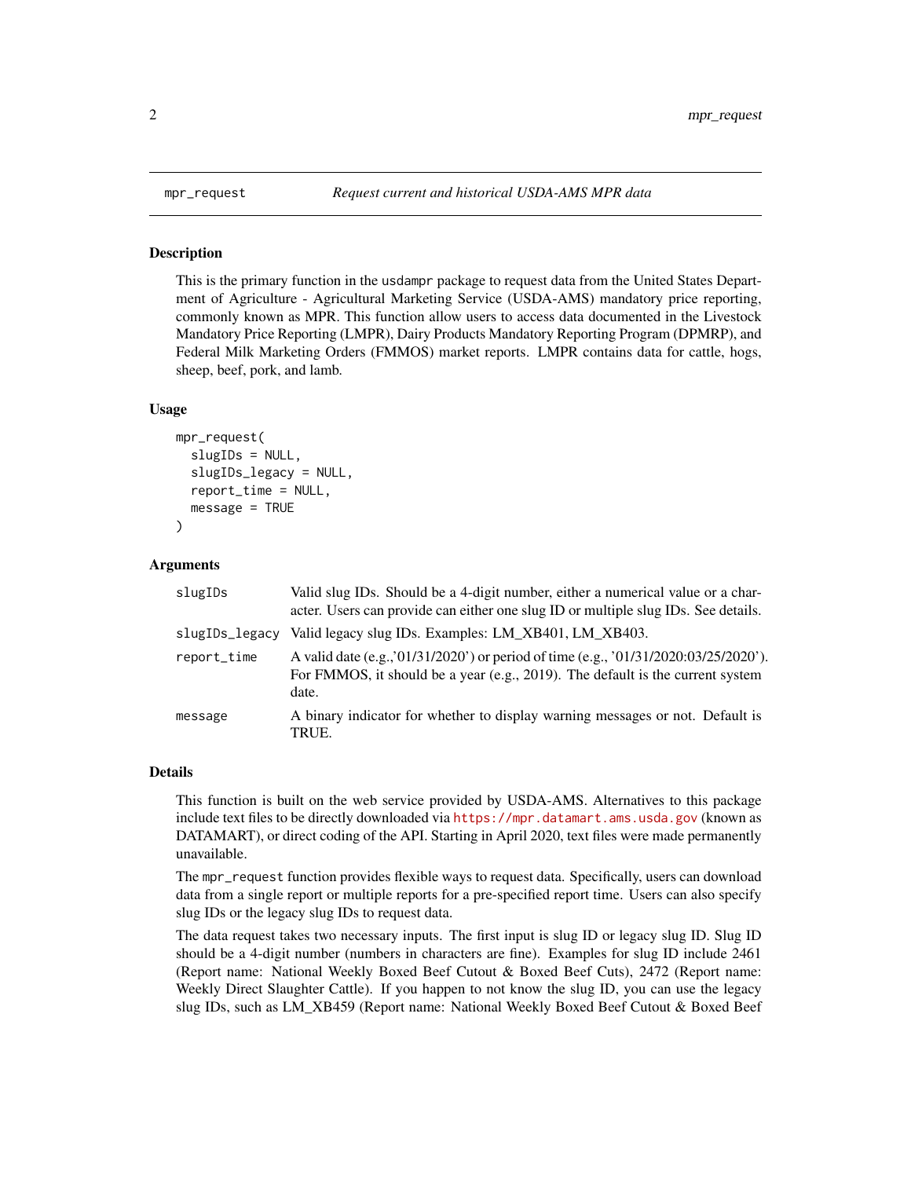## mpr_request — Request current and historical USDA-AMS MPR data

### Description

This is the primary function in the usdampr package to request data from the United States Department of Agriculture - Agricultural Marketing Service (USDA-AMS) mandatory price reporting, commonly known as MPR. This function allow users to access data documented in the Livestock Mandatory Price Reporting (LMPR), Dairy Products Mandatory Reporting Program (DPMRP), and Federal Milk Marketing Orders (FMMOS) market reports. LMPR contains data for cattle, hogs, sheep, beef, pork, and lamb.

### Usage

```
mpr_request(
  slugIDs = NULL,
  slugIDs_legacy = NULL,
  report_time = NULL,
  message = TRUE
)
```

### Arguments

| | |
|---|---|
| slugIDs | Valid slug IDs. Should be a 4-digit number, either a numerical value or a character. Users can provide can either one slug ID or multiple slug IDs. See details. |
| slugIDs_legacy | Valid legacy slug IDs. Examples: LM_XB401, LM_XB403. |
| report_time | A valid date (e.g.,'01/31/2020') or period of time (e.g., '01/31/2020:03/25/2020'). For FMMOS, it should be a year (e.g., 2019). The default is the current system date. |
| message | A binary indicator for whether to display warning messages or not. Default is TRUE. |

### Details

This function is built on the web service provided by USDA-AMS. Alternatives to this package include text files to be directly downloaded via https://mpr.datamart.ams.usda.gov (known as DATAMART), or direct coding of the API. Starting in April 2020, text files were made permanently unavailable.

The mpr_request function provides flexible ways to request data. Specifically, users can download data from a single report or multiple reports for a pre-specified report time. Users can also specify slug IDs or the legacy slug IDs to request data.

The data request takes two necessary inputs. The first input is slug ID or legacy slug ID. Slug ID should be a 4-digit number (numbers in characters are fine). Examples for slug ID include 2461 (Report name: National Weekly Boxed Beef Cutout & Boxed Beef Cuts), 2472 (Report name: Weekly Direct Slaughter Cattle). If you happen to not know the slug ID, you can use the legacy slug IDs, such as LM_XB459 (Report name: National Weekly Boxed Beef Cutout & Boxed Beef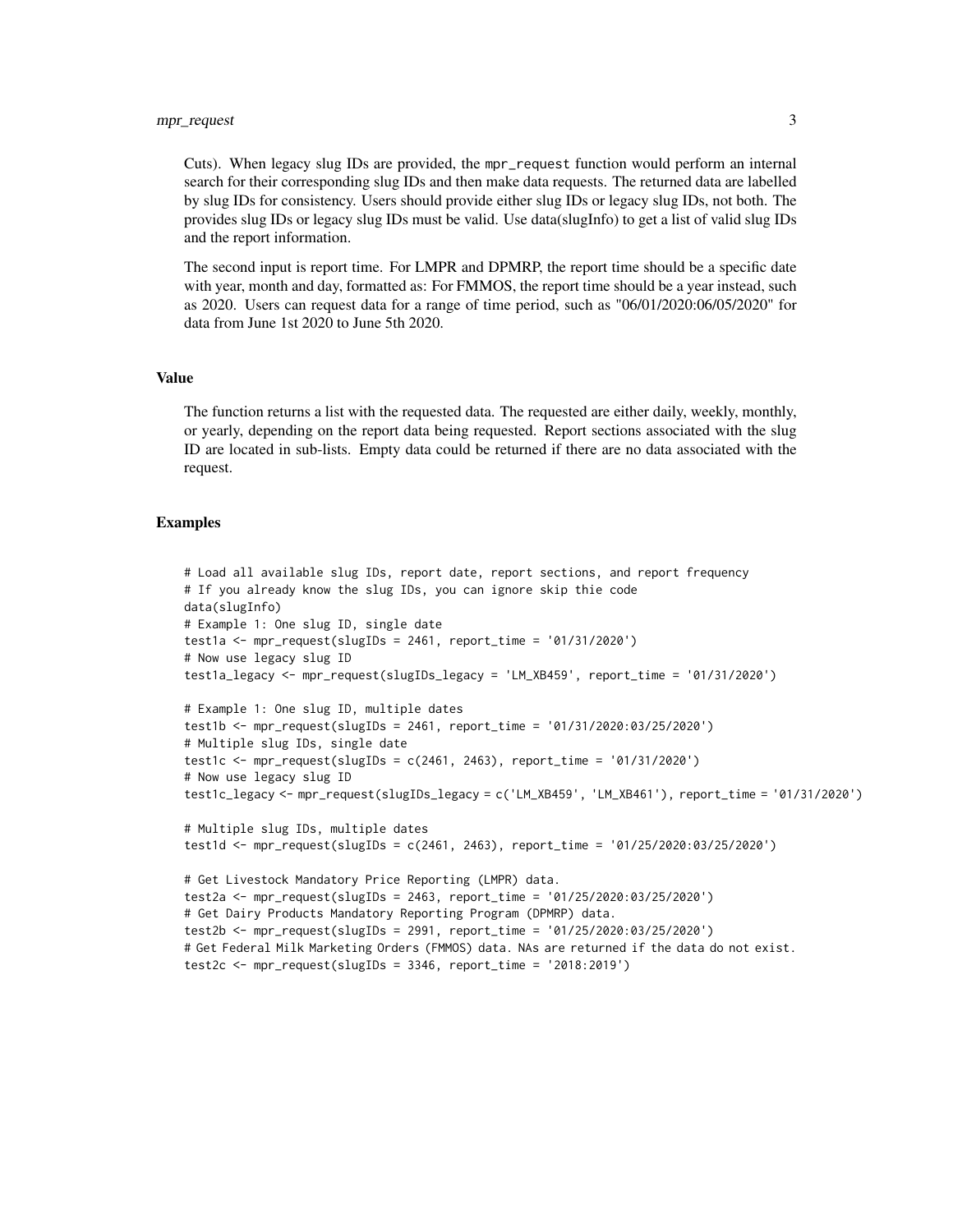Cuts). When legacy slug IDs are provided, the `mpr_request` function would perform an internal search for their corresponding slug IDs and then make data requests. The returned data are labelled by slug IDs for consistency. Users should provide either slug IDs or legacy slug IDs, not both. The provides slug IDs or legacy slug IDs must be valid. Use data(slugInfo) to get a list of valid slug IDs and the report information.

The second input is report time. For LMPR and DPMRP, the report time should be a specific date with year, month and day, formatted as: For FMMOS, the report time should be a year instead, such as 2020. Users can request data for a range of time period, such as "06/01/2020:06/05/2020" for data from June 1st 2020 to June 5th 2020.

## Value

The function returns a list with the requested data. The requested are either daily, weekly, monthly, or yearly, depending on the report data being requested. Report sections associated with the slug ID are located in sub-lists. Empty data could be returned if there are no data associated with the request.

## Examples

```
# Load all available slug IDs, report date, report sections, and report frequency
# If you already know the slug IDs, you can ignore skip thie code
data(slugInfo)
# Example 1: One slug ID, single date
test1a <- mpr_request(slugIDs = 2461, report_time = '01/31/2020')
# Now use legacy slug ID
test1a_legacy <- mpr_request(slugIDs_legacy = 'LM_XB459', report_time = '01/31/2020')

# Example 1: One slug ID, multiple dates
test1b <- mpr_request(slugIDs = 2461, report_time = '01/31/2020:03/25/2020')
# Multiple slug IDs, single date
test1c <- mpr_request(slugIDs = c(2461, 2463), report_time = '01/31/2020')
# Now use legacy slug ID
test1c_legacy <- mpr_request(slugIDs_legacy = c('LM_XB459', 'LM_XB461'), report_time = '01/31/2020')

# Multiple slug IDs, multiple dates
test1d <- mpr_request(slugIDs = c(2461, 2463), report_time = '01/25/2020:03/25/2020')

# Get Livestock Mandatory Price Reporting (LMPR) data.
test2a <- mpr_request(slugIDs = 2463, report_time = '01/25/2020:03/25/2020')
# Get Dairy Products Mandatory Reporting Program (DPMRP) data.
test2b <- mpr_request(slugIDs = 2991, report_time = '01/25/2020:03/25/2020')
# Get Federal Milk Marketing Orders (FMMOS) data. NAs are returned if the data do not exist.
test2c <- mpr_request(slugIDs = 3346, report_time = '2018:2019')
```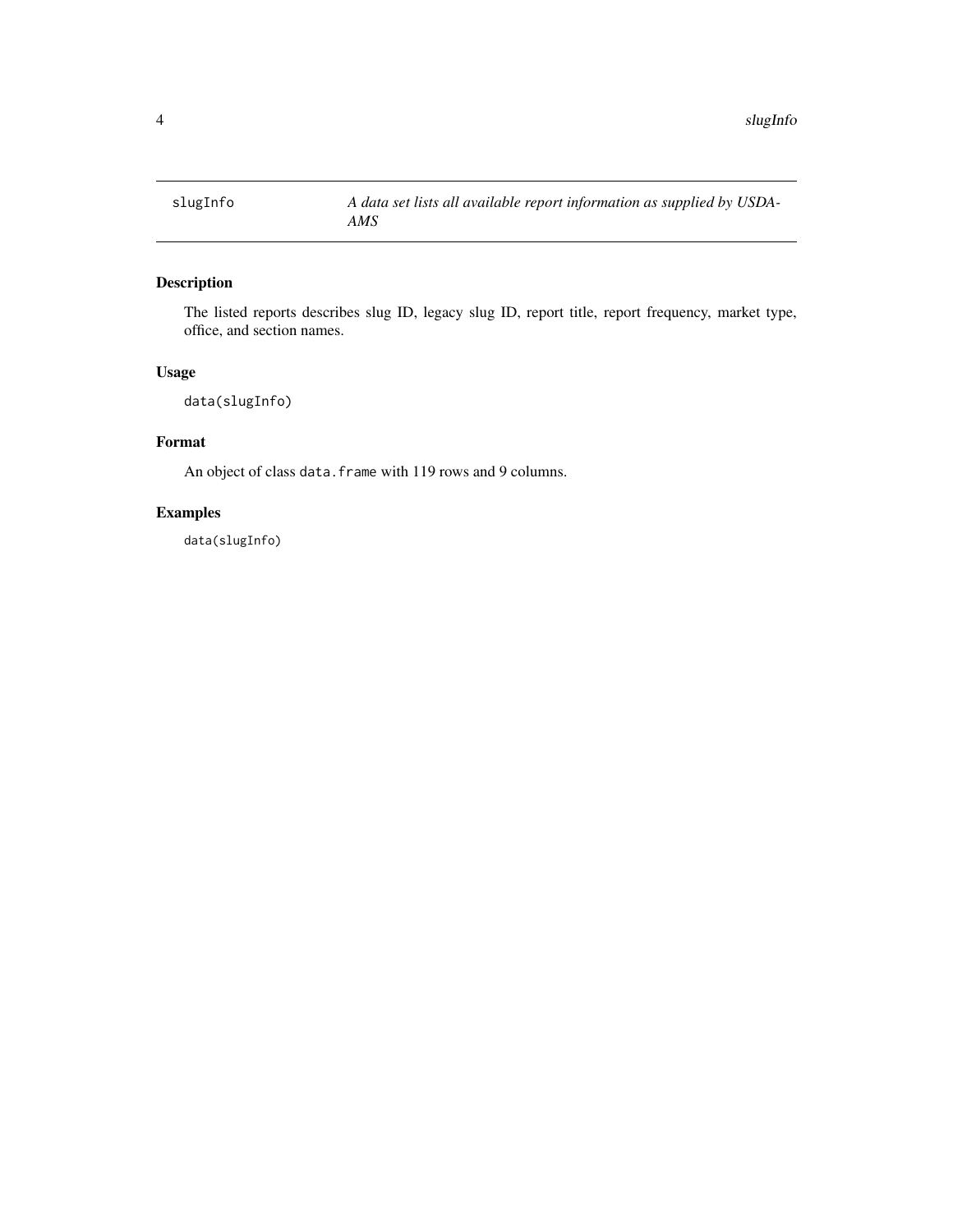slugInfo — *A data set lists all available report information as supplied by USDA-AMS*

## Description

The listed reports describes slug ID, legacy slug ID, report title, report frequency, market type, office, and section names.

## Usage

```
data(slugInfo)
```

## Format

An object of class `data.frame` with 119 rows and 9 columns.

## Examples

```
data(slugInfo)
```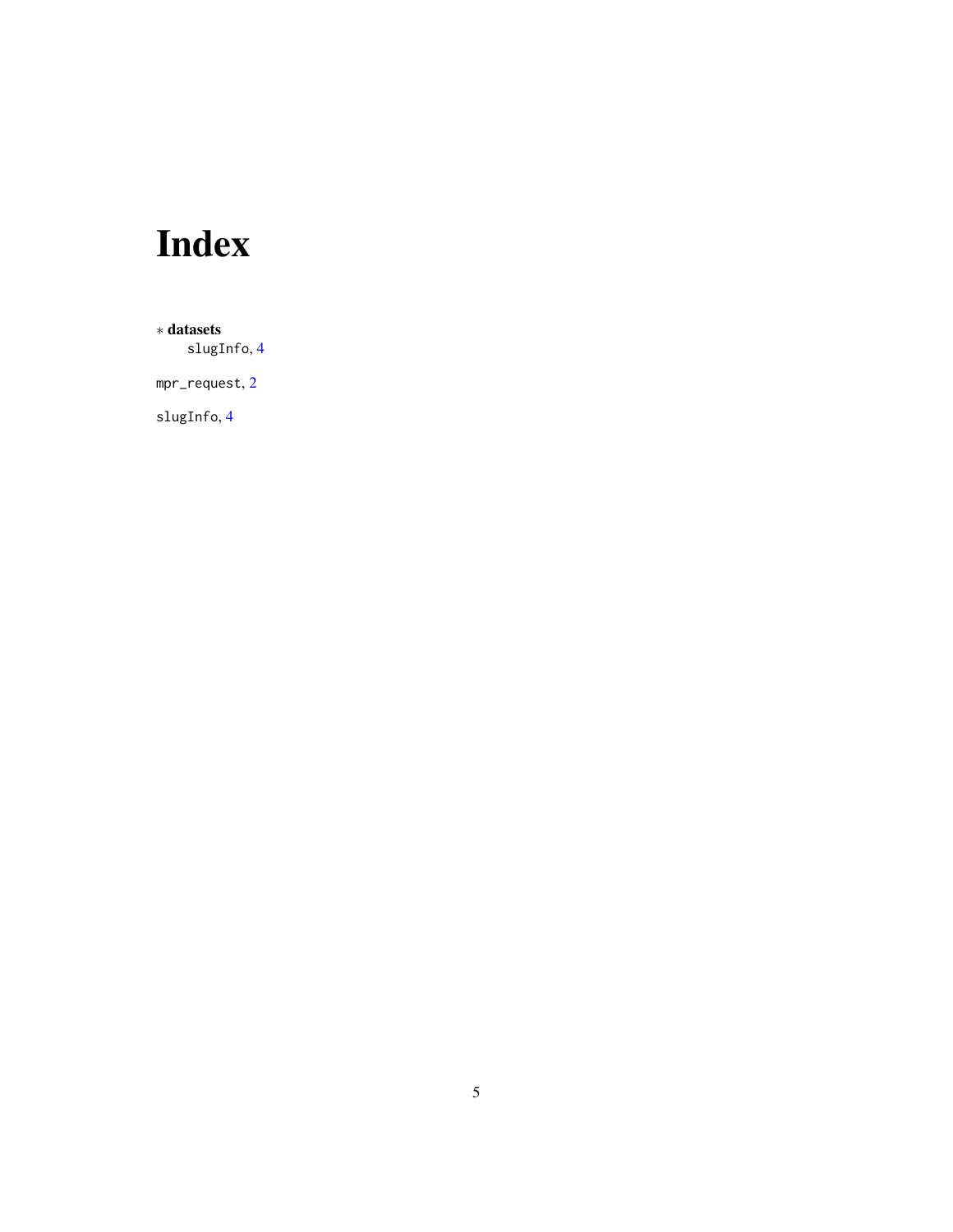# Index

∗ **datasets**
    slugInfo, 4

mpr_request, 2

slugInfo, 4